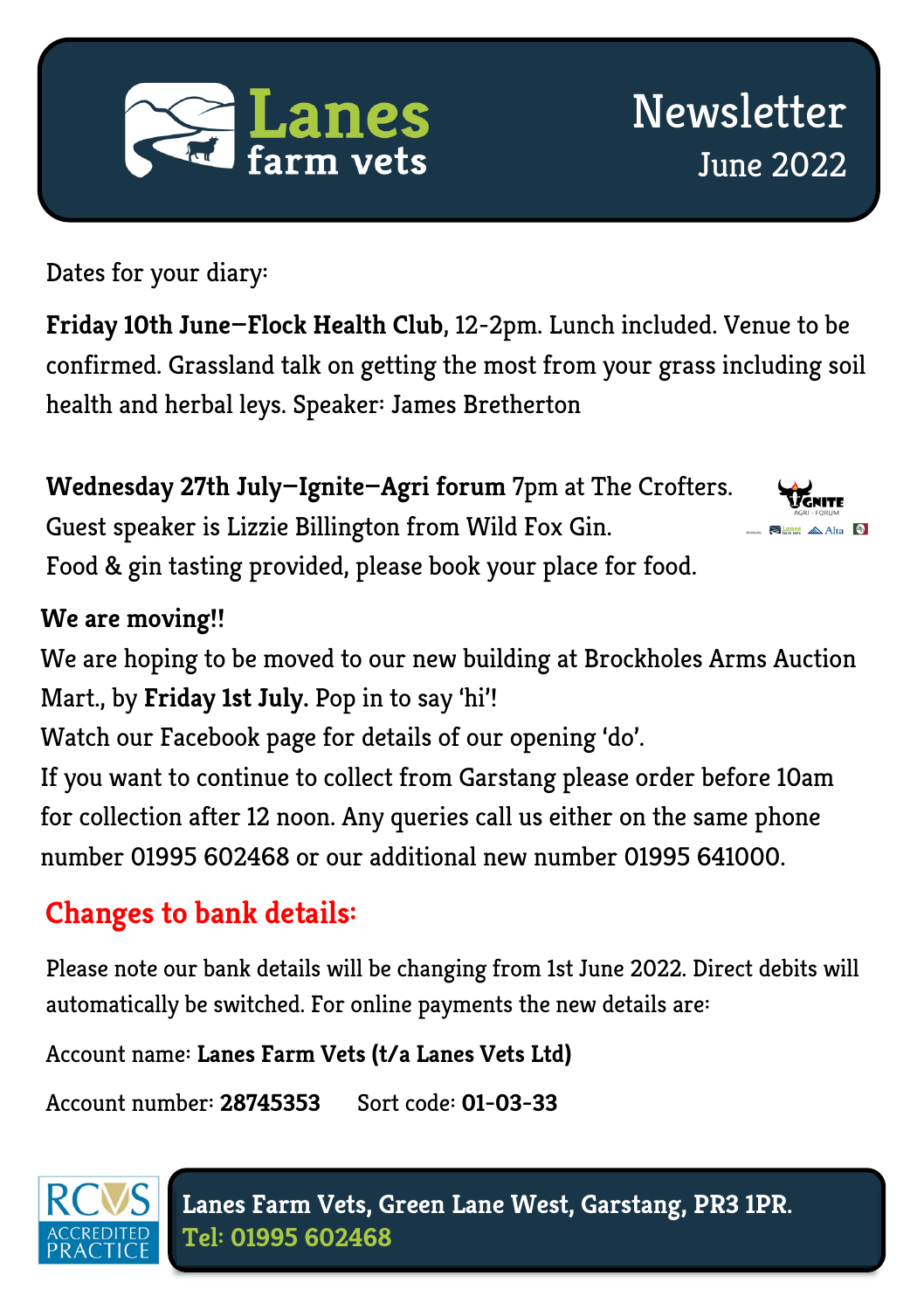# Lanes farm vets

## Newsletter
June 2022

Dates for your diary:

**Friday 10th June—Flock Health Club**, 12-2pm. Lunch included. Venue to be confirmed. Grassland talk on getting the most from your grass including soil health and herbal leys. Speaker: James Bretherton

**Wednesday 27th July—Ignite—Agri forum** 7pm at The Crofters. Guest speaker is Lizzie Billington from Wild Fox Gin. Food & gin tasting provided, please book your place for food.

**We are moving!!**

We are hoping to be moved to our new building at Brockholes Arms Auction Mart., by **Friday 1st July**. Pop in to say 'hi'!

Watch our Facebook page for details of our opening 'do'.

If you want to continue to collect from Garstang please order before 10am for collection after 12 noon. Any queries call us either on the same phone number 01995 602468 or our additional new number 01995 641000.

## Changes to bank details:

Please note our bank details will be changing from 1st June 2022. Direct debits will automatically be switched. For online payments the new details are:

Account name: **Lanes Farm Vets (t/a Lanes Vets Ltd)**

Account number: **28745353** Sort code: **01-03-33**

RCVS Accredited Practice

**Lanes Farm Vets, Green Lane West, Garstang, PR3 1PR.**
**Tel: 01995 602468**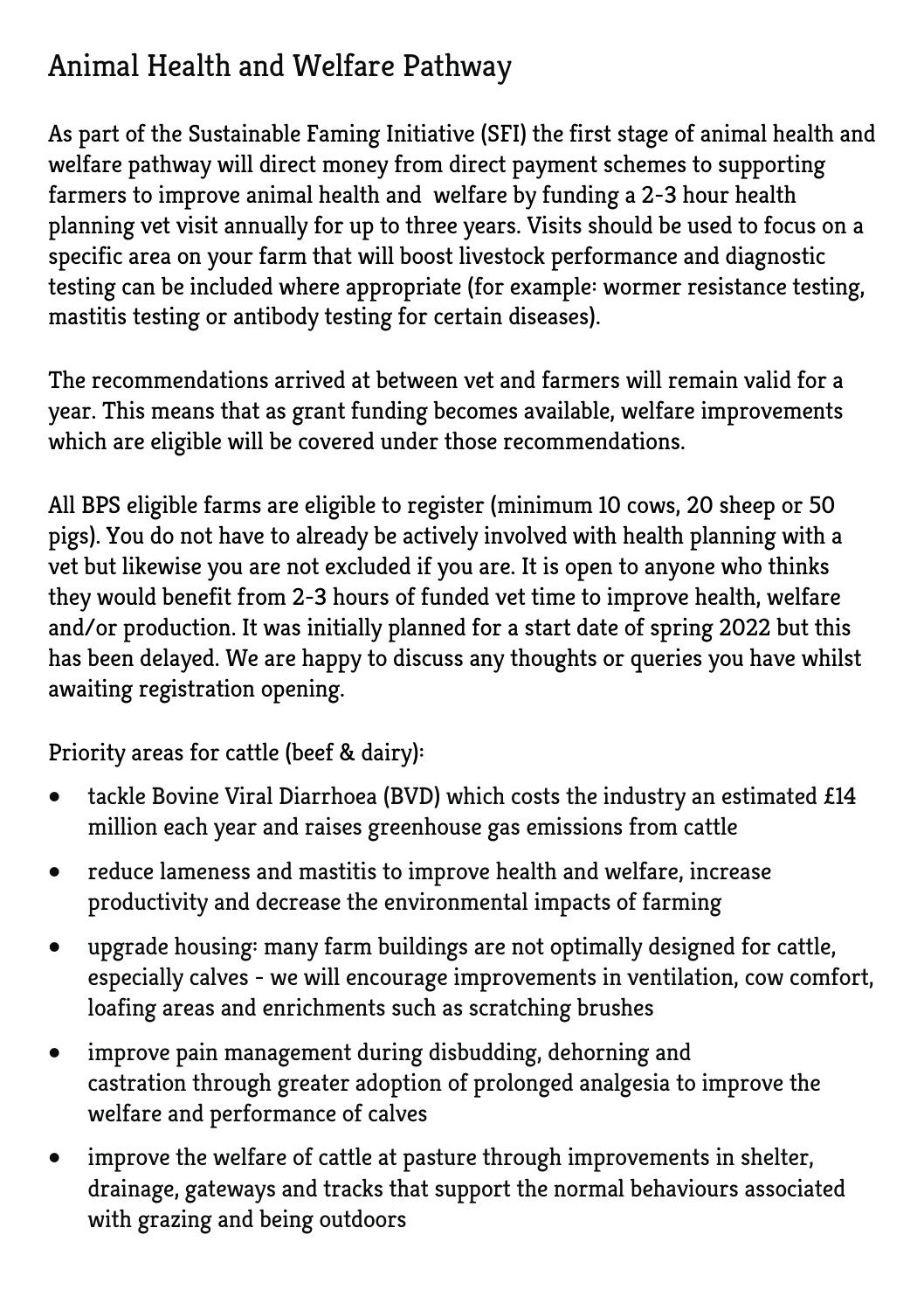# Animal Health and Welfare Pathway

As part of the Sustainable Faming Initiative (SFI) the first stage of animal health and welfare pathway will direct money from direct payment schemes to supporting farmers to improve animal health and welfare by funding a 2-3 hour health planning vet visit annually for up to three years. Visits should be used to focus on a specific area on your farm that will boost livestock performance and diagnostic testing can be included where appropriate (for example: wormer resistance testing, mastitis testing or antibody testing for certain diseases).

The recommendations arrived at between vet and farmers will remain valid for a year. This means that as grant funding becomes available, welfare improvements which are eligible will be covered under those recommendations.

All BPS eligible farms are eligible to register (minimum 10 cows, 20 sheep or 50 pigs). You do not have to already be actively involved with health planning with a vet but likewise you are not excluded if you are. It is open to anyone who thinks they would benefit from 2-3 hours of funded vet time to improve health, welfare and/or production. It was initially planned for a start date of spring 2022 but this has been delayed. We are happy to discuss any thoughts or queries you have whilst awaiting registration opening.

Priority areas for cattle (beef & dairy):

- tackle Bovine Viral Diarrhoea (BVD) which costs the industry an estimated £14 million each year and raises greenhouse gas emissions from cattle
- reduce lameness and mastitis to improve health and welfare, increase productivity and decrease the environmental impacts of farming
- upgrade housing: many farm buildings are not optimally designed for cattle, especially calves - we will encourage improvements in ventilation, cow comfort, loafing areas and enrichments such as scratching brushes
- improve pain management during disbudding, dehorning and castration through greater adoption of prolonged analgesia to improve the welfare and performance of calves
- improve the welfare of cattle at pasture through improvements in shelter, drainage, gateways and tracks that support the normal behaviours associated with grazing and being outdoors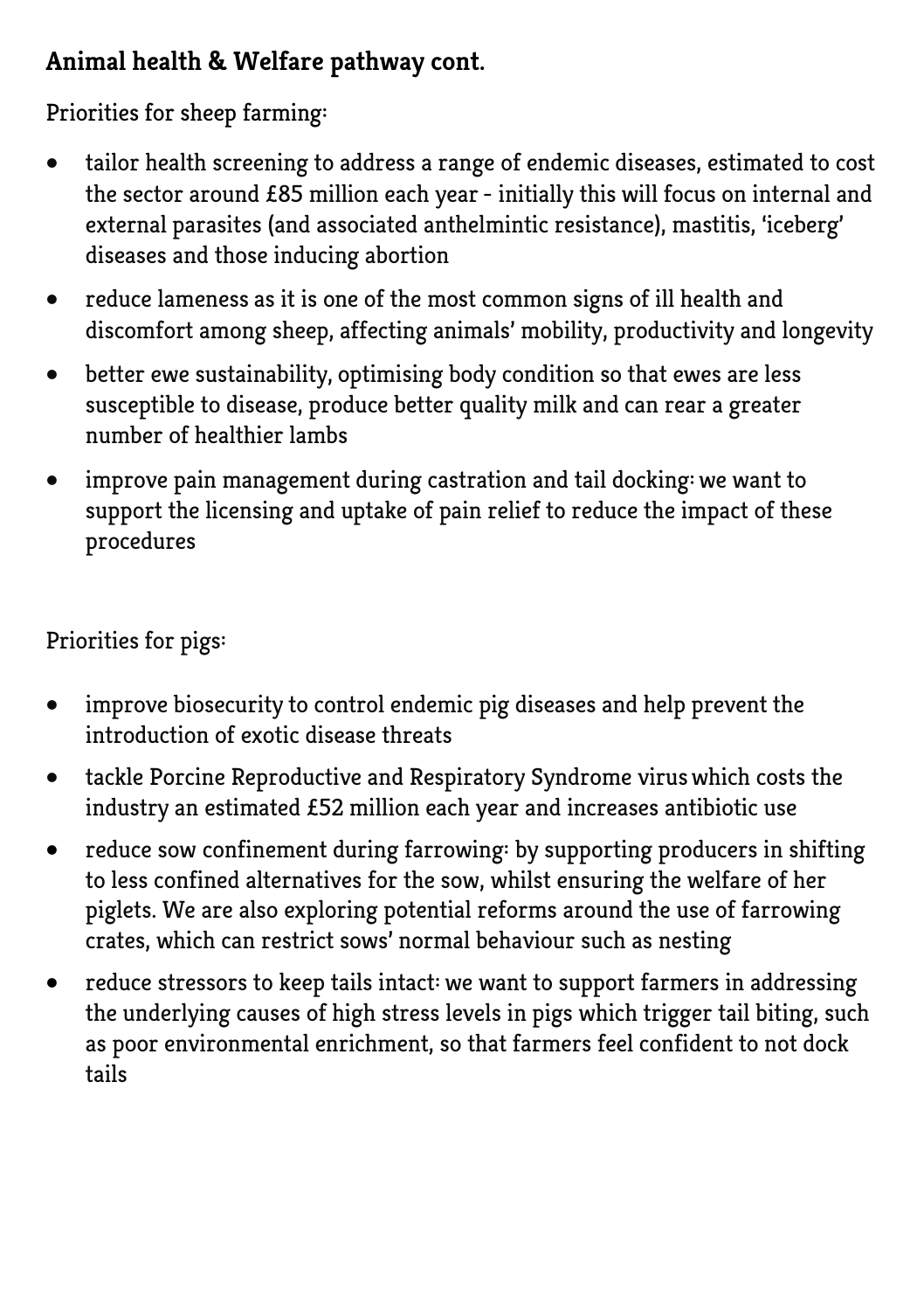## Animal health & Welfare pathway cont.

Priorities for sheep farming:

- tailor health screening to address a range of endemic diseases, estimated to cost the sector around £85 million each year - initially this will focus on internal and external parasites (and associated anthelmintic resistance), mastitis, 'iceberg' diseases and those inducing abortion
- reduce lameness as it is one of the most common signs of ill health and discomfort among sheep, affecting animals' mobility, productivity and longevity
- better ewe sustainability, optimising body condition so that ewes are less susceptible to disease, produce better quality milk and can rear a greater number of healthier lambs
- improve pain management during castration and tail docking: we want to support the licensing and uptake of pain relief to reduce the impact of these procedures

Priorities for pigs:

- improve biosecurity to control endemic pig diseases and help prevent the introduction of exotic disease threats
- tackle Porcine Reproductive and Respiratory Syndrome virus which costs the industry an estimated £52 million each year and increases antibiotic use
- reduce sow confinement during farrowing: by supporting producers in shifting to less confined alternatives for the sow, whilst ensuring the welfare of her piglets. We are also exploring potential reforms around the use of farrowing crates, which can restrict sows' normal behaviour such as nesting
- reduce stressors to keep tails intact: we want to support farmers in addressing the underlying causes of high stress levels in pigs which trigger tail biting, such as poor environmental enrichment, so that farmers feel confident to not dock tails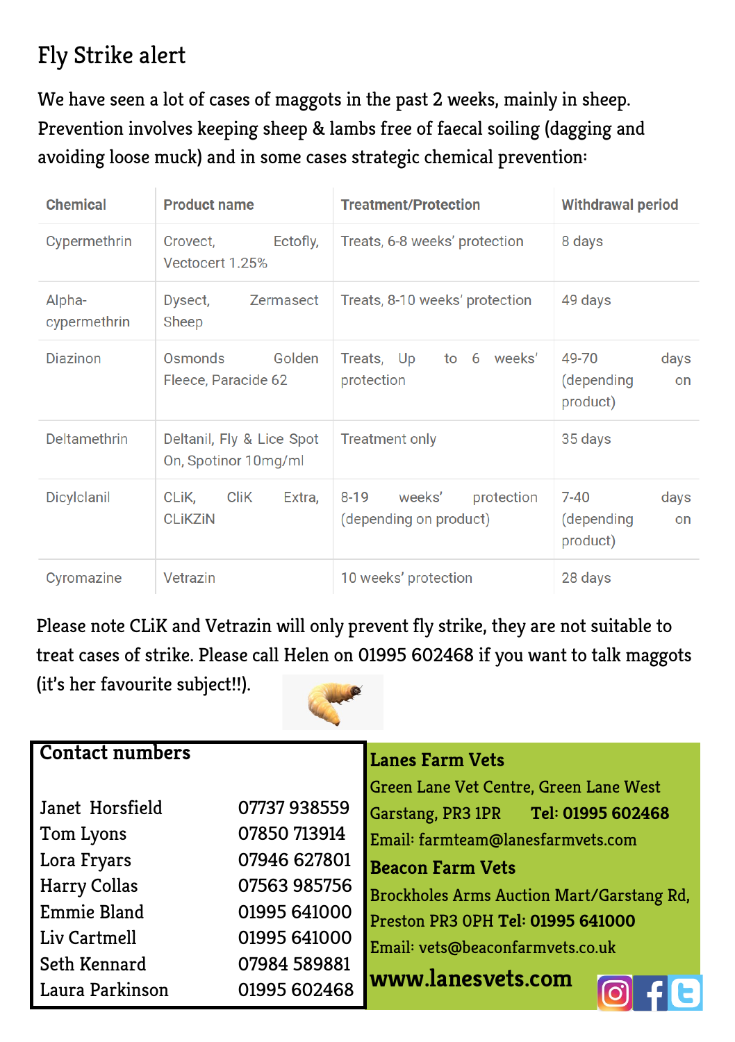# Fly Strike alert

We have seen a lot of cases of maggots in the past 2 weeks, mainly in sheep. Prevention involves keeping sheep & lambs free of faecal soiling (dagging and avoiding loose muck) and in some cases strategic chemical prevention:

| Chemical | Product name | Treatment/Protection | Withdrawal period |
|---|---|---|---|
| Cypermethrin | Crovect, Ectofly, Vectocert 1.25% | Treats, 6-8 weeks' protection | 8 days |
| Alpha-cypermethrin | Dysect, Zermasect Sheep | Treats, 8-10 weeks' protection | 49 days |
| Diazinon | Osmonds Golden Fleece, Paracide 62 | Treats, Up to 6 weeks' protection | 49-70 days (depending on product) |
| Deltamethrin | Deltanil, Fly & Lice Spot On, Spotinor 10mg/ml | Treatment only | 35 days |
| Dicylclanil | CLiK, CliK Extra, CLiKZiN | 8-19 weeks' protection (depending on product) | 7-40 days (depending on product) |
| Cyromazine | Vetrazin | 10 weeks' protection | 28 days |

Please note CLiK and Vetrazin will only prevent fly strike, they are not suitable to treat cases of strike. Please call Helen on 01995 602468 if you want to talk maggots (it's her favourite subject!!).

## Contact numbers

| | |
|---|---|
| Janet Horsfield | 07737 938559 |
| Tom Lyons | 07850 713914 |
| Lora Fryars | 07946 627801 |
| Harry Collas | 07563 985756 |
| Emmie Bland | 01995 641000 |
| Liv Cartmell | 01995 641000 |
| Seth Kennard | 07984 589881 |
| Laura Parkinson | 01995 602468 |

**Lanes Farm Vets**

Green Lane Vet Centre, Green Lane West

Garstang, PR3 1PR **Tel: 01995 602468**

Email: farmteam@lanesfarmvets.com

**Beacon Farm Vets**

Brockholes Arms Auction Mart/Garstang Rd, Preston PR3 0PH **Tel: 01995 641000**

Email: vets@beaconfarmvets.co.uk

**www.lanesvets.com**